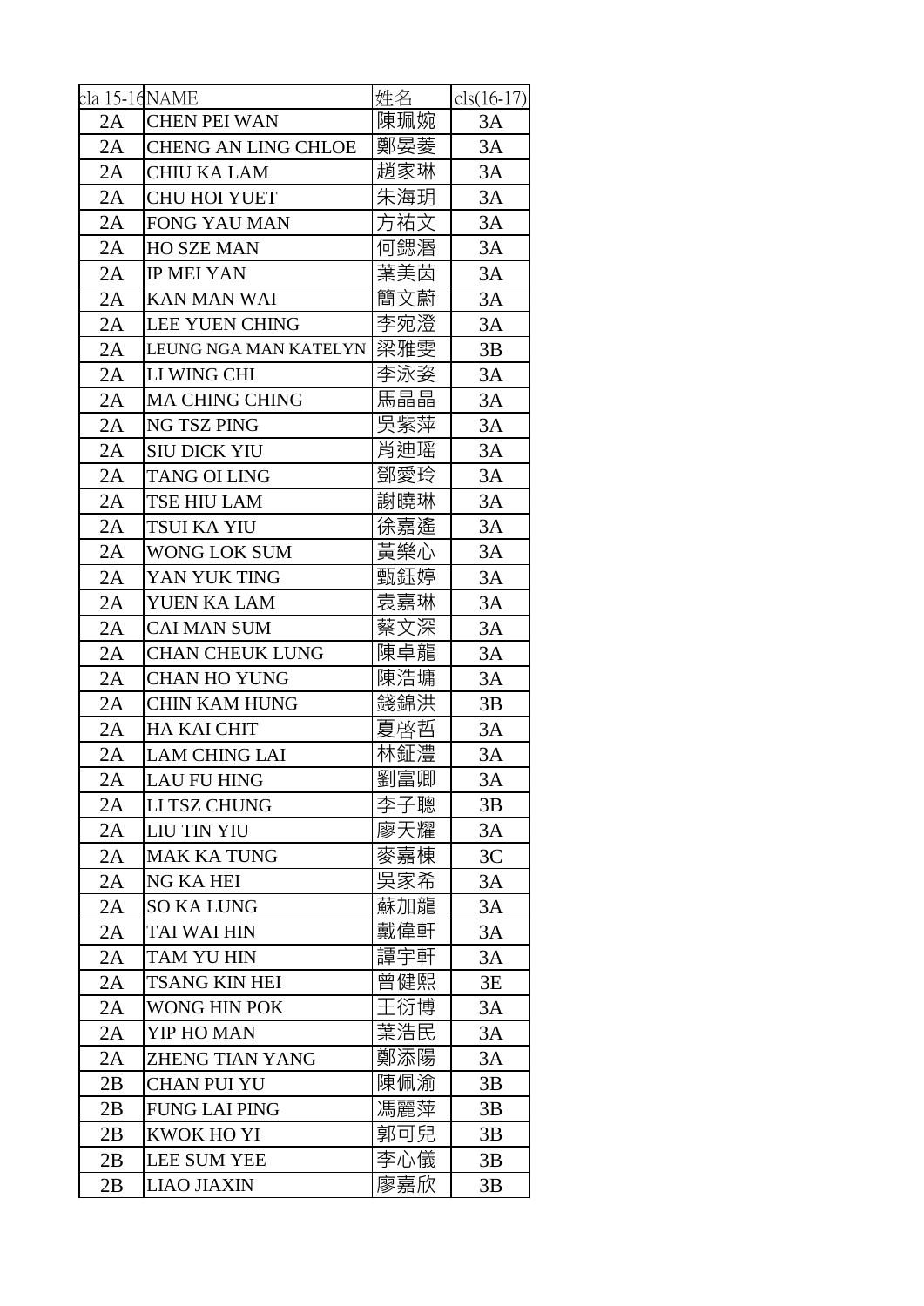| cla 15-16 | NAME | 姓名 | cls(16-17) |
|---|---|---|---|
| 2A | CHEN PEI WAN | 陳珮婉 | 3A |
| 2A | CHENG AN LING CHLOE | 鄭晏菱 | 3A |
| 2A | CHIU KA LAM | 趙家琳 | 3A |
| 2A | CHU HOI YUET | 朱海玥 | 3A |
| 2A | FONG YAU MAN | 方祐文 | 3A |
| 2A | HO SZE MAN | 何鍶湣 | 3A |
| 2A | IP MEI YAN | 葉美茵 | 3A |
| 2A | KAN MAN WAI | 簡文蔚 | 3A |
| 2A | LEE YUEN CHING | 李宛澄 | 3A |
| 2A | LEUNG NGA MAN KATELYN | 梁雅雯 | 3B |
| 2A | LI WING CHI | 李泳姿 | 3A |
| 2A | MA CHING CHING | 馬晶晶 | 3A |
| 2A | NG TSZ PING | 吳紫萍 | 3A |
| 2A | SIU DICK YIU | 肖迪瑶 | 3A |
| 2A | TANG OI LING | 鄧愛玲 | 3A |
| 2A | TSE HIU LAM | 謝曉琳 | 3A |
| 2A | TSUI KA YIU | 徐嘉遙 | 3A |
| 2A | WONG LOK SUM | 黃樂心 | 3A |
| 2A | YAN YUK TING | 甄鈺婷 | 3A |
| 2A | YUEN KA LAM | 袁嘉琳 | 3A |
| 2A | CAI MAN SUM | 蔡文深 | 3A |
| 2A | CHAN CHEUK LUNG | 陳卓龍 | 3A |
| 2A | CHAN HO YUNG | 陳浩墉 | 3A |
| 2A | CHIN KAM HUNG | 錢錦洪 | 3B |
| 2A | HA KAI CHIT | 夏啓哲 | 3A |
| 2A | LAM CHING LAI | 林鉦澧 | 3A |
| 2A | LAU FU HING | 劉富卿 | 3A |
| 2A | LI TSZ CHUNG | 李子聰 | 3B |
| 2A | LIU TIN YIU | 廖天耀 | 3A |
| 2A | MAK KA TUNG | 麥嘉棟 | 3C |
| 2A | NG KA HEI | 吳家希 | 3A |
| 2A | SO KA LUNG | 蘇加龍 | 3A |
| 2A | TAI WAI HIN | 戴偉軒 | 3A |
| 2A | TAM YU HIN | 譚宇軒 | 3A |
| 2A | TSANG KIN HEI | 曾健熙 | 3E |
| 2A | WONG HIN POK | 王衍博 | 3A |
| 2A | YIP HO MAN | 葉浩民 | 3A |
| 2A | ZHENG TIAN YANG | 鄭添陽 | 3A |
| 2B | CHAN PUI YU | 陳佩渝 | 3B |
| 2B | FUNG LAI PING | 馮麗萍 | 3B |
| 2B | KWOK HO YI | 郭可兒 | 3B |
| 2B | LEE SUM YEE | 李心儀 | 3B |
| 2B | LIAO JIAXIN | 廖嘉欣 | 3B |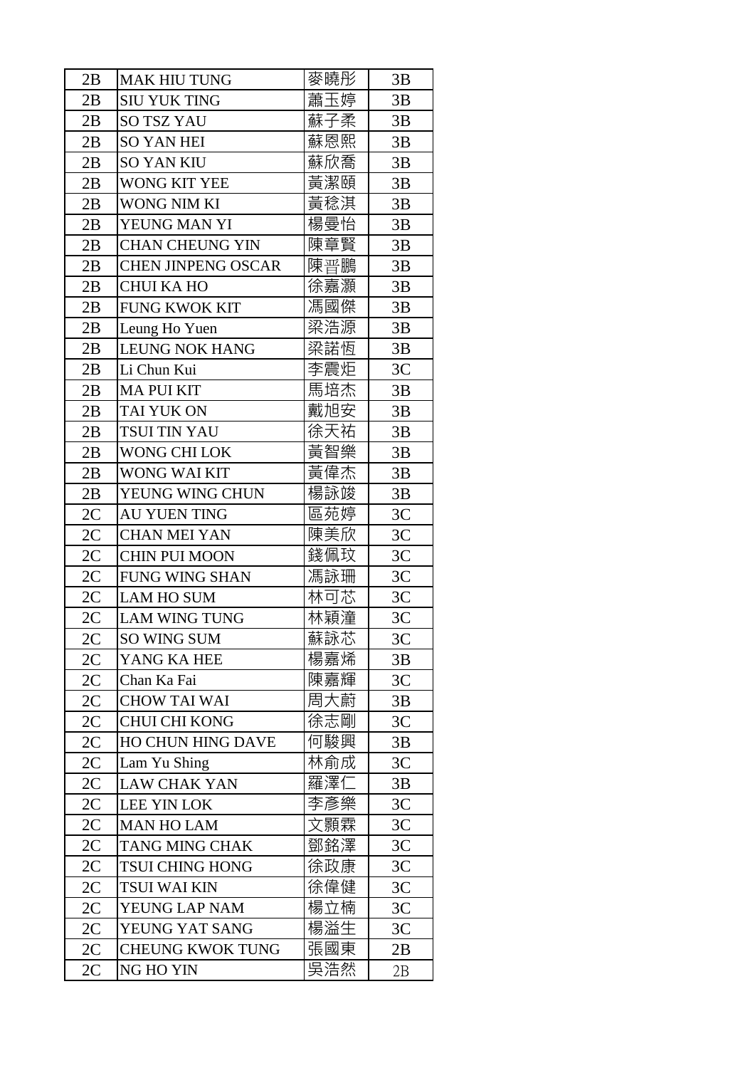| 2B | MAK HIU TUNG | 麥曉彤 | 3B |
|---|---|---|---|
| 2B | SIU YUK TING | 蕭玉婷 | 3B |
| 2B | SO TSZ YAU | 蘇子柔 | 3B |
| 2B | SO YAN HEI | 蘇恩熙 | 3B |
| 2B | SO YAN KIU | 蘇欣喬 | 3B |
| 2B | WONG KIT YEE | 黃潔頤 | 3B |
| 2B | WONG NIM KI | 黃稔淇 | 3B |
| 2B | YEUNG MAN YI | 楊曼怡 | 3B |
| 2B | CHAN CHEUNG YIN | 陳章賢 | 3B |
| 2B | CHEN JINPENG OSCAR | 陳晉鵬 | 3B |
| 2B | CHUI KA HO | 徐嘉灝 | 3B |
| 2B | FUNG KWOK KIT | 馮國傑 | 3B |
| 2B | Leung Ho Yuen | 梁浩源 | 3B |
| 2B | LEUNG NOK HANG | 梁諾恆 | 3B |
| 2B | Li Chun Kui | 李震炬 | 3C |
| 2B | MA PUI KIT | 馬培杰 | 3B |
| 2B | TAI YUK ON | 戴旭安 | 3B |
| 2B | TSUI TIN YAU | 徐天祐 | 3B |
| 2B | WONG CHI LOK | 黃智樂 | 3B |
| 2B | WONG WAI KIT | 黃偉杰 | 3B |
| 2B | YEUNG WING CHUN | 楊詠竣 | 3B |
| 2C | AU YUEN TING | 區苑婷 | 3C |
| 2C | CHAN MEI YAN | 陳美欣 | 3C |
| 2C | CHIN PUI MOON | 錢佩玟 | 3C |
| 2C | FUNG WING SHAN | 馮詠珊 | 3C |
| 2C | LAM HO SUM | 林可芯 | 3C |
| 2C | LAM WING TUNG | 林穎潼 | 3C |
| 2C | SO WING SUM | 蘇詠芯 | 3C |
| 2C | YANG KA HEE | 楊嘉烯 | 3B |
| 2C | Chan Ka Fai | 陳嘉輝 | 3C |
| 2C | CHOW TAI WAI | 周大蔚 | 3B |
| 2C | CHUI CHI KONG | 徐志剛 | 3C |
| 2C | HO CHUN HING DAVE | 何駿興 | 3B |
| 2C | Lam Yu Shing | 林俞成 | 3C |
| 2C | LAW CHAK YAN | 羅澤仁 | 3B |
| 2C | LEE YIN LOK | 李彥樂 | 3C |
| 2C | MAN HO LAM | 文顥霖 | 3C |
| 2C | TANG MING CHAK | 鄧銘澤 | 3C |
| 2C | TSUI CHING HONG | 徐政康 | 3C |
| 2C | TSUI WAI KIN | 徐偉健 | 3C |
| 2C | YEUNG LAP NAM | 楊立楠 | 3C |
| 2C | YEUNG YAT SANG | 楊溢生 | 3C |
| 2C | CHEUNG KWOK TUNG | 張國東 | 2B |
| 2C | NG HO YIN | 吳浩然 | 2B |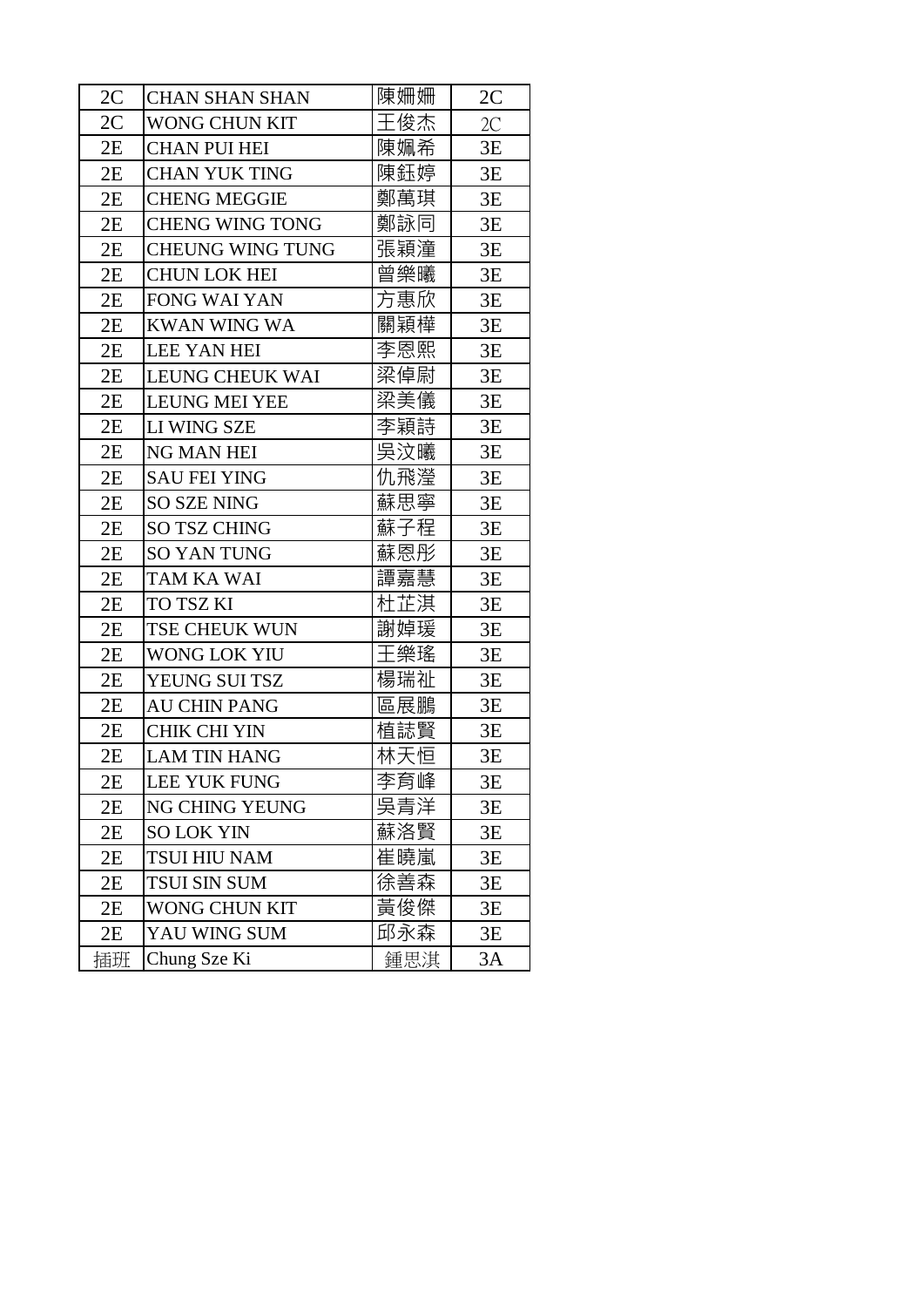| | | | |
|---|---|---|---|
| 2C | CHAN SHAN SHAN | 陳姍姍 | 2C |
| 2C | WONG CHUN KIT | 王俊杰 | 2C |
| 2E | CHAN PUI HEI | 陳姵希 | 3E |
| 2E | CHAN YUK TING | 陳鈺婷 | 3E |
| 2E | CHENG MEGGIE | 鄭萬琪 | 3E |
| 2E | CHENG WING TONG | 鄭詠同 | 3E |
| 2E | CHEUNG WING TUNG | 張穎潼 | 3E |
| 2E | CHUN LOK HEI | 曾樂曦 | 3E |
| 2E | FONG WAI YAN | 方惠欣 | 3E |
| 2E | KWAN WING WA | 關穎樺 | 3E |
| 2E | LEE YAN HEI | 李恩熙 | 3E |
| 2E | LEUNG CHEUK WAI | 梁倬尉 | 3E |
| 2E | LEUNG MEI YEE | 梁美儀 | 3E |
| 2E | LI WING SZE | 李穎詩 | 3E |
| 2E | NG MAN HEI | 吳汶曦 | 3E |
| 2E | SAU FEI YING | 仇飛瀅 | 3E |
| 2E | SO SZE NING | 蘇思寧 | 3E |
| 2E | SO TSZ CHING | 蘇子程 | 3E |
| 2E | SO YAN TUNG | 蘇恩彤 | 3E |
| 2E | TAM KA WAI | 譚嘉慧 | 3E |
| 2E | TO TSZ KI | 杜芷淇 | 3E |
| 2E | TSE CHEUK WUN | 謝焯瑗 | 3E |
| 2E | WONG LOK YIU | 王樂瑤 | 3E |
| 2E | YEUNG SUI TSZ | 楊瑞祉 | 3E |
| 2E | AU CHIN PANG | 區展鵬 | 3E |
| 2E | CHIK CHI YIN | 植誌賢 | 3E |
| 2E | LAM TIN HANG | 林天恒 | 3E |
| 2E | LEE YUK FUNG | 李育峰 | 3E |
| 2E | NG CHING YEUNG | 吳青洋 | 3E |
| 2E | SO LOK YIN | 蘇洛賢 | 3E |
| 2E | TSUI HIU NAM | 崔曉嵐 | 3E |
| 2E | TSUI SIN SUM | 徐善森 | 3E |
| 2E | WONG CHUN KIT | 黃俊傑 | 3E |
| 2E | YAU WING SUM | 邱永森 | 3E |
| 插班 | Chung Sze Ki | 鍾思淇 | 3A |